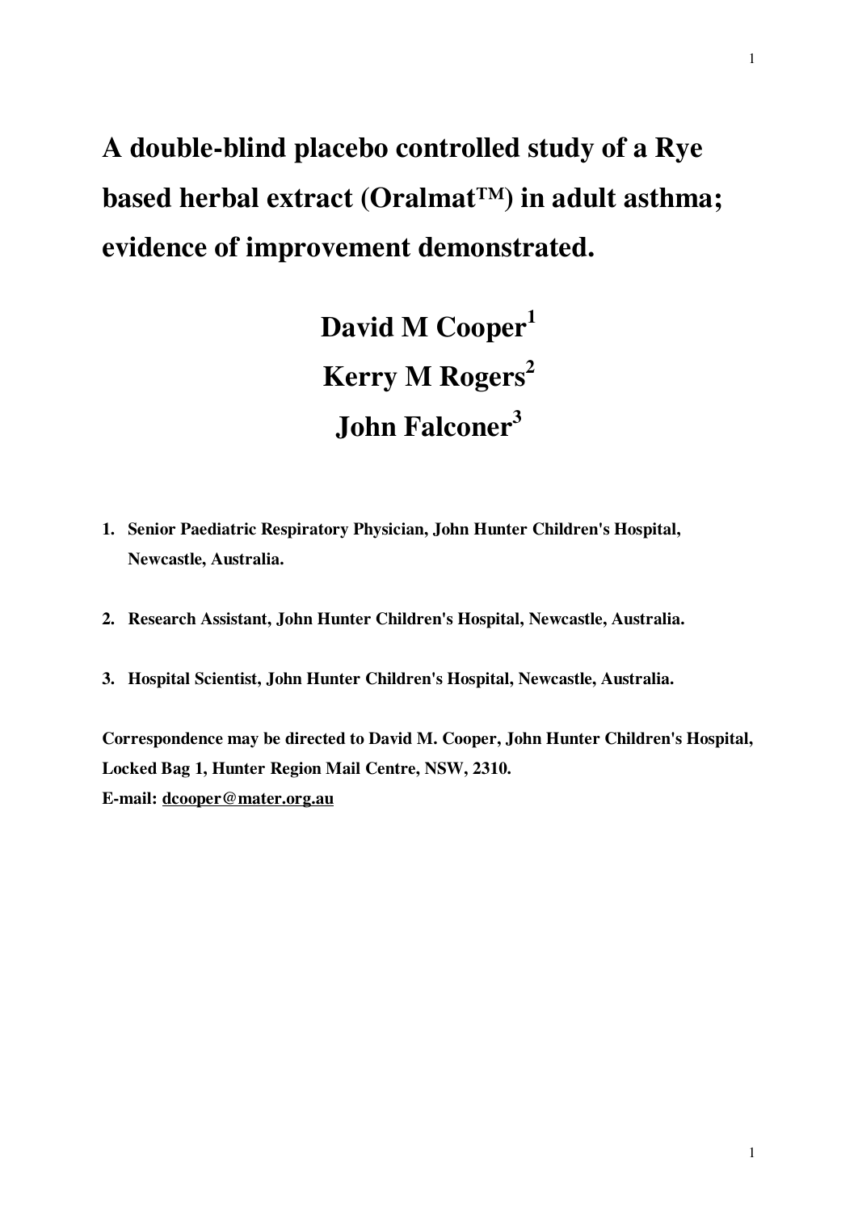# A double-blind placebo controlled study of a Rye based herbal extract (Oralmat™) in adult asthma; evidence of improvement demonstrated.

**David M Cooper[1]**
**Kerry M Rogers[2]**
**John Falconer[3]**

1. **Senior Paediatric Respiratory Physician, John Hunter Children's Hospital, Newcastle, Australia.**

2. **Research Assistant, John Hunter Children's Hospital, Newcastle, Australia.**

3. **Hospital Scientist, John Hunter Children's Hospital, Newcastle, Australia.**

**Correspondence may be directed to David M. Cooper, John Hunter Children's Hospital, Locked Bag 1, Hunter Region Mail Centre, NSW, 2310.**
**E-mail: dcooper@mater.org.au**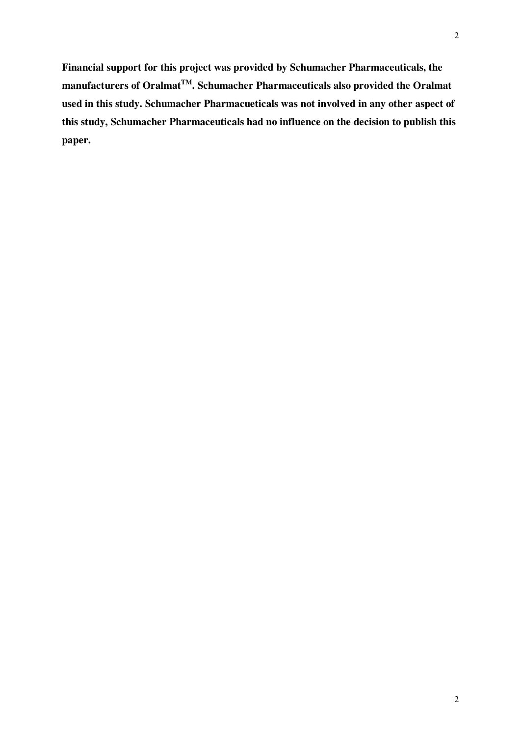**Financial support for this project was provided by Schumacher Pharmaceuticals, the manufacturers of Oralmat$^{TM}$. Schumacher Pharmaceuticals also provided the Oralmat used in this study. Schumacher Pharmacueticals was not involved in any other aspect of this study, Schumacher Pharmaceuticals had no influence on the decision to publish this paper.**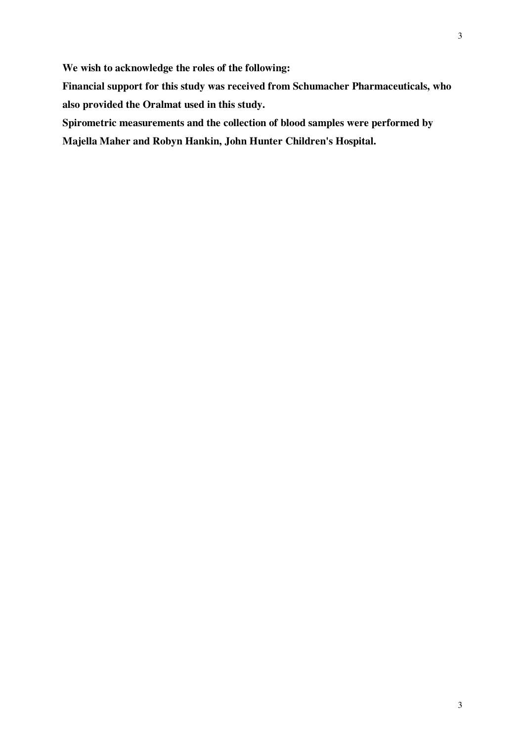**We wish to acknowledge the roles of the following:**

**Financial support for this study was received from Schumacher Pharmaceuticals, who also provided the Oralmat used in this study.**

**Spirometric measurements and the collection of blood samples were performed by Majella Maher and Robyn Hankin, John Hunter Children's Hospital.**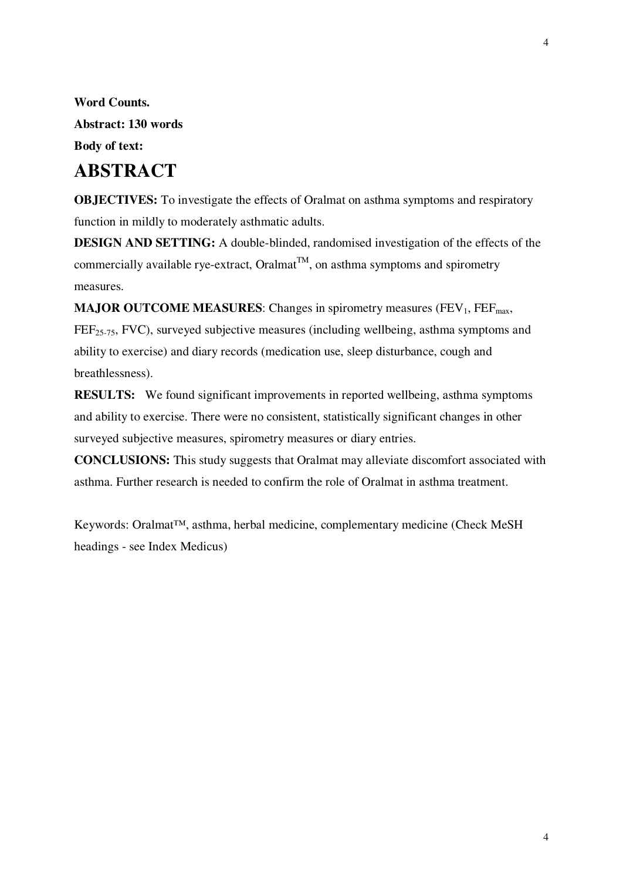**Word Counts.**

**Abstract: 130 words**

**Body of text:**

# ABSTRACT

**OBJECTIVES:** To investigate the effects of Oralmat on asthma symptoms and respiratory function in mildly to moderately asthmatic adults.

**DESIGN AND SETTING:** A double-blinded, randomised investigation of the effects of the commercially available rye-extract, Oralmat$^{TM}$, on asthma symptoms and spirometry measures.

**MAJOR OUTCOME MEASURES**: Changes in spirometry measures ($FEV_1$, $FEF_{max}$, $FEF_{25-75}$, FVC), surveyed subjective measures (including wellbeing, asthma symptoms and ability to exercise) and diary records (medication use, sleep disturbance, cough and breathlessness).

**RESULTS:** We found significant improvements in reported wellbeing, asthma symptoms and ability to exercise. There were no consistent, statistically significant changes in other surveyed subjective measures, spirometry measures or diary entries.

**CONCLUSIONS:** This study suggests that Oralmat may alleviate discomfort associated with asthma. Further research is needed to confirm the role of Oralmat in asthma treatment.

Keywords: Oralmat™, asthma, herbal medicine, complementary medicine (Check MeSH headings - see Index Medicus)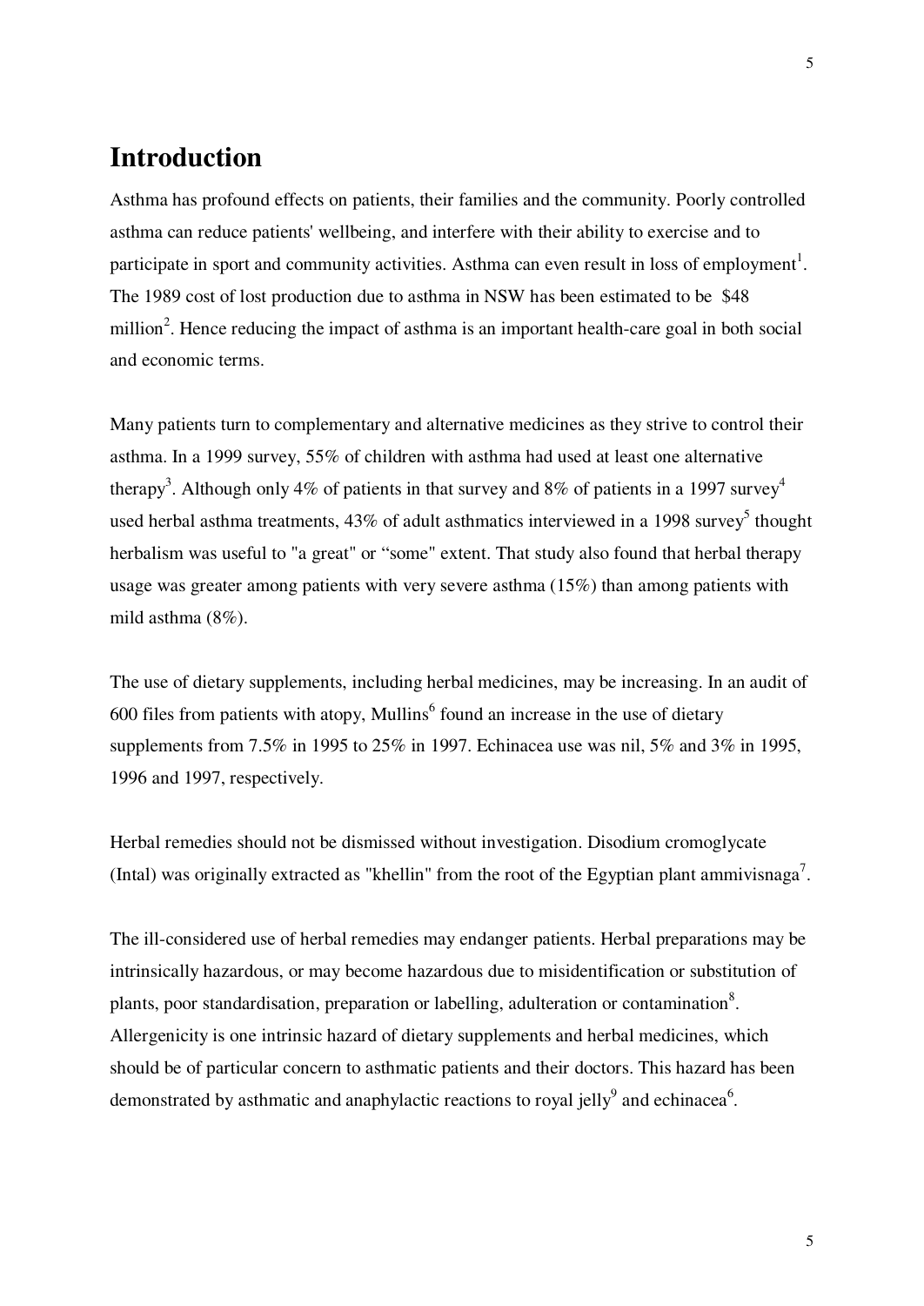# Introduction

Asthma has profound effects on patients, their families and the community. Poorly controlled asthma can reduce patients' wellbeing, and interfere with their ability to exercise and to participate in sport and community activities. Asthma can even result in loss of employment[1]. The 1989 cost of lost production due to asthma in NSW has been estimated to be $48 million[2]. Hence reducing the impact of asthma is an important health-care goal in both social and economic terms.

Many patients turn to complementary and alternative medicines as they strive to control their asthma. In a 1999 survey, 55% of children with asthma had used at least one alternative therapy[3]. Although only 4% of patients in that survey and 8% of patients in a 1997 survey[4] used herbal asthma treatments, 43% of adult asthmatics interviewed in a 1998 survey[5] thought herbalism was useful to "a great" or "some" extent. That study also found that herbal therapy usage was greater among patients with very severe asthma (15%) than among patients with mild asthma (8%).

The use of dietary supplements, including herbal medicines, may be increasing. In an audit of 600 files from patients with atopy, Mullins[6] found an increase in the use of dietary supplements from 7.5% in 1995 to 25% in 1997. Echinacea use was nil, 5% and 3% in 1995, 1996 and 1997, respectively.

Herbal remedies should not be dismissed without investigation. Disodium cromoglycate (Intal) was originally extracted as "khellin" from the root of the Egyptian plant ammivisnaga[7].

The ill-considered use of herbal remedies may endanger patients. Herbal preparations may be intrinsically hazardous, or may become hazardous due to misidentification or substitution of plants, poor standardisation, preparation or labelling, adulteration or contamination[8]. Allergenicity is one intrinsic hazard of dietary supplements and herbal medicines, which should be of particular concern to asthmatic patients and their doctors. This hazard has been demonstrated by asthmatic and anaphylactic reactions to royal jelly[9] and echinacea[6].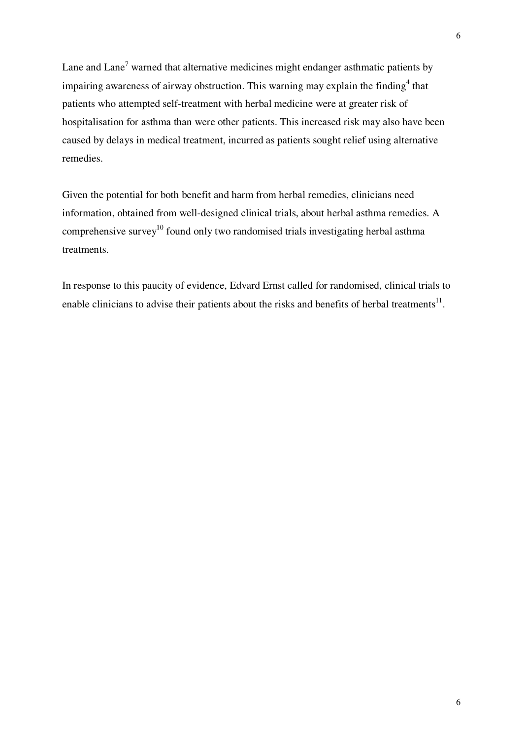Lane and Lane[7] warned that alternative medicines might endanger asthmatic patients by impairing awareness of airway obstruction. This warning may explain the finding[4] that patients who attempted self-treatment with herbal medicine were at greater risk of hospitalisation for asthma than were other patients. This increased risk may also have been caused by delays in medical treatment, incurred as patients sought relief using alternative remedies.

Given the potential for both benefit and harm from herbal remedies, clinicians need information, obtained from well-designed clinical trials, about herbal asthma remedies. A comprehensive survey[10] found only two randomised trials investigating herbal asthma treatments.

In response to this paucity of evidence, Edvard Ernst called for randomised, clinical trials to enable clinicians to advise their patients about the risks and benefits of herbal treatments[11].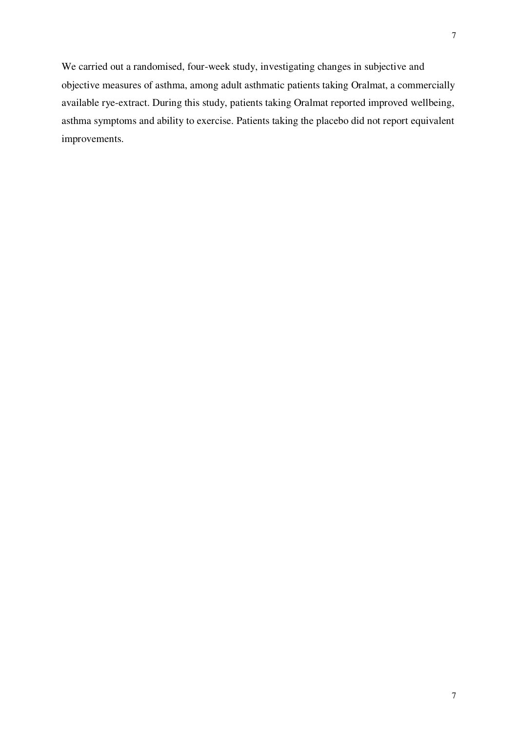We carried out a randomised, four-week study, investigating changes in subjective and objective measures of asthma, among adult asthmatic patients taking Oralmat, a commercially available rye-extract. During this study, patients taking Oralmat reported improved wellbeing, asthma symptoms and ability to exercise. Patients taking the placebo did not report equivalent improvements.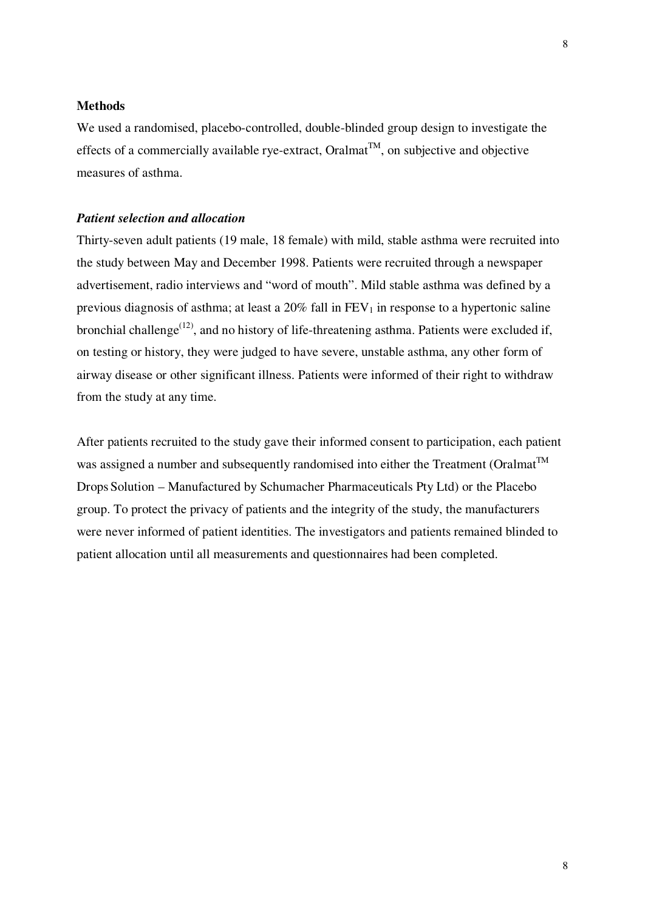## Methods

We used a randomised, placebo-controlled, double-blinded group design to investigate the effects of a commercially available rye-extract, Oralmat$^{TM}$, on subjective and objective measures of asthma.

### *Patient selection and allocation*

Thirty-seven adult patients (19 male, 18 female) with mild, stable asthma were recruited into the study between May and December 1998. Patients were recruited through a newspaper advertisement, radio interviews and "word of mouth". Mild stable asthma was defined by a previous diagnosis of asthma; at least a 20% fall in $FEV_1$ in response to a hypertonic saline bronchial challenge[12], and no history of life-threatening asthma. Patients were excluded if, on testing or history, they were judged to have severe, unstable asthma, any other form of airway disease or other significant illness. Patients were informed of their right to withdraw from the study at any time.

After patients recruited to the study gave their informed consent to participation, each patient was assigned a number and subsequently randomised into either the Treatment (Oralmat$^{TM}$ Drops Solution – Manufactured by Schumacher Pharmaceuticals Pty Ltd) or the Placebo group. To protect the privacy of patients and the integrity of the study, the manufacturers were never informed of patient identities. The investigators and patients remained blinded to patient allocation until all measurements and questionnaires had been completed.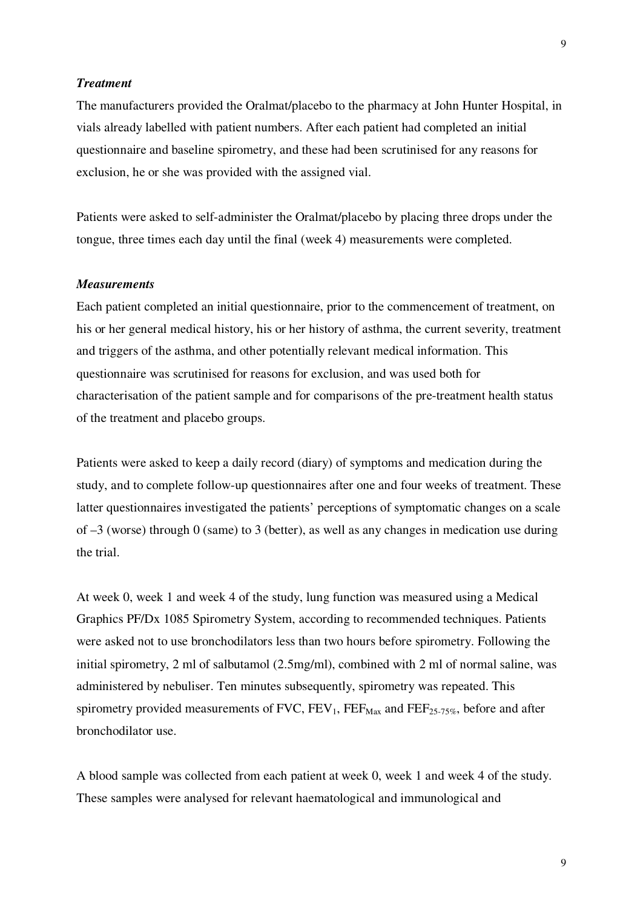### *Treatment*

The manufacturers provided the Oralmat/placebo to the pharmacy at John Hunter Hospital, in vials already labelled with patient numbers. After each patient had completed an initial questionnaire and baseline spirometry, and these had been scrutinised for any reasons for exclusion, he or she was provided with the assigned vial.

Patients were asked to self-administer the Oralmat/placebo by placing three drops under the tongue, three times each day until the final (week 4) measurements were completed.

### *Measurements*

Each patient completed an initial questionnaire, prior to the commencement of treatment, on his or her general medical history, his or her history of asthma, the current severity, treatment and triggers of the asthma, and other potentially relevant medical information. This questionnaire was scrutinised for reasons for exclusion, and was used both for characterisation of the patient sample and for comparisons of the pre-treatment health status of the treatment and placebo groups.

Patients were asked to keep a daily record (diary) of symptoms and medication during the study, and to complete follow-up questionnaires after one and four weeks of treatment. These latter questionnaires investigated the patients' perceptions of symptomatic changes on a scale of –3 (worse) through 0 (same) to 3 (better), as well as any changes in medication use during the trial.

At week 0, week 1 and week 4 of the study, lung function was measured using a Medical Graphics PF/Dx 1085 Spirometry System, according to recommended techniques. Patients were asked not to use bronchodilators less than two hours before spirometry. Following the initial spirometry, 2 ml of salbutamol (2.5mg/ml), combined with 2 ml of normal saline, was administered by nebuliser. Ten minutes subsequently, spirometry was repeated. This spirometry provided measurements of FVC, $FEV_1$, $FEF_{Max}$ and $FEF_{25\text{-}75\%}$, before and after bronchodilator use.

A blood sample was collected from each patient at week 0, week 1 and week 4 of the study. These samples were analysed for relevant haematological and immunological and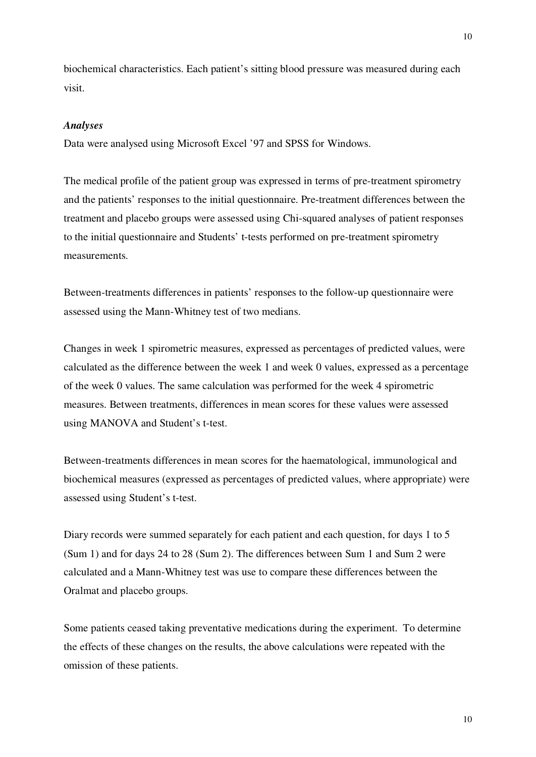biochemical characteristics. Each patient's sitting blood pressure was measured during each visit.

***Analyses***

Data were analysed using Microsoft Excel '97 and SPSS for Windows.

The medical profile of the patient group was expressed in terms of pre-treatment spirometry and the patients' responses to the initial questionnaire. Pre-treatment differences between the treatment and placebo groups were assessed using Chi-squared analyses of patient responses to the initial questionnaire and Students' t-tests performed on pre-treatment spirometry measurements.

Between-treatments differences in patients' responses to the follow-up questionnaire were assessed using the Mann-Whitney test of two medians.

Changes in week 1 spirometric measures, expressed as percentages of predicted values, were calculated as the difference between the week 1 and week 0 values, expressed as a percentage of the week 0 values. The same calculation was performed for the week 4 spirometric measures. Between treatments, differences in mean scores for these values were assessed using MANOVA and Student's t-test.

Between-treatments differences in mean scores for the haematological, immunological and biochemical measures (expressed as percentages of predicted values, where appropriate) were assessed using Student's t-test.

Diary records were summed separately for each patient and each question, for days 1 to 5 (Sum 1) and for days 24 to 28 (Sum 2). The differences between Sum 1 and Sum 2 were calculated and a Mann-Whitney test was use to compare these differences between the Oralmat and placebo groups.

Some patients ceased taking preventative medications during the experiment. To determine the effects of these changes on the results, the above calculations were repeated with the omission of these patients.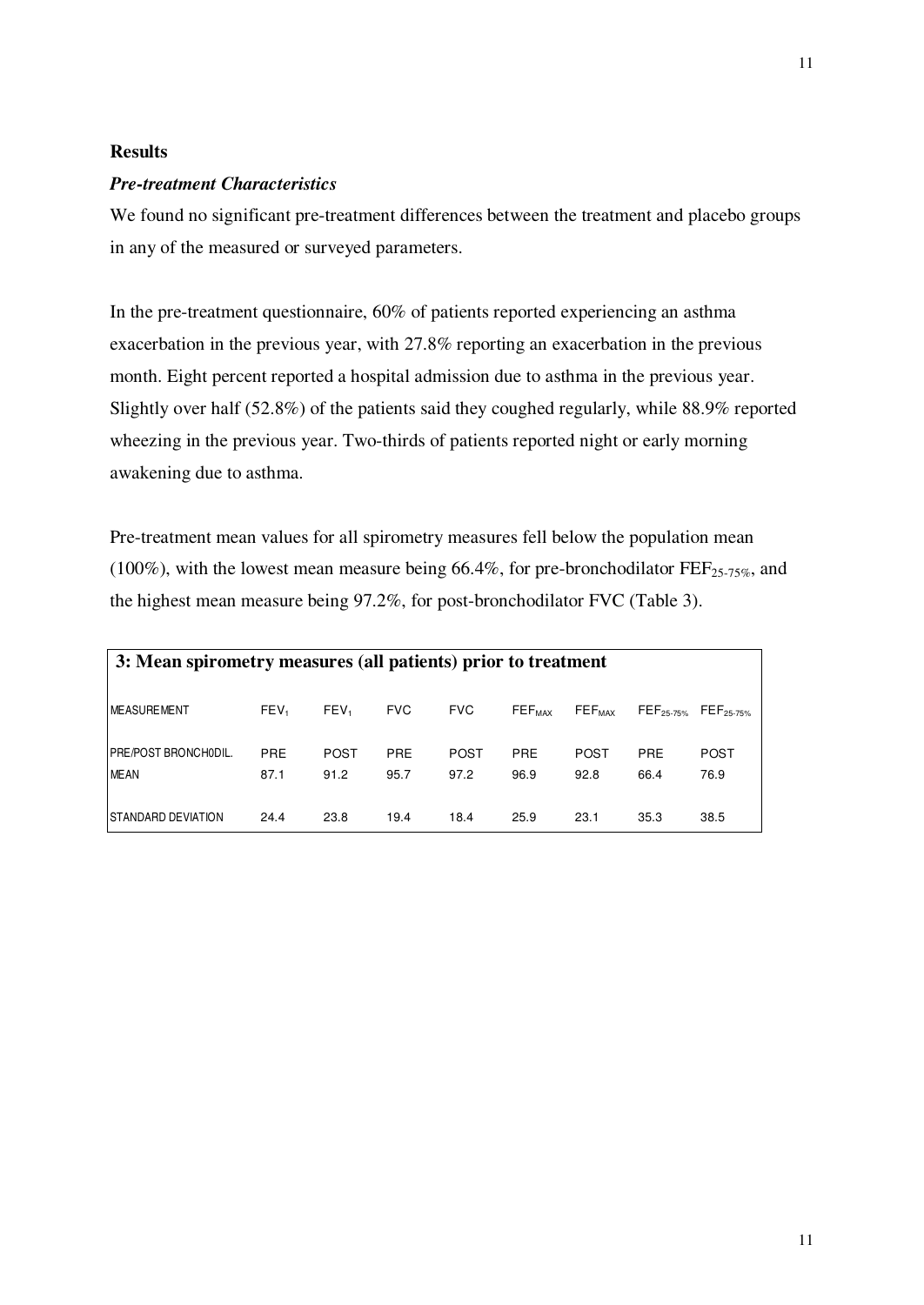**Results**

***Pre-treatment Characteristics***

We found no significant pre-treatment differences between the treatment and placebo groups in any of the measured or surveyed parameters.

In the pre-treatment questionnaire, 60% of patients reported experiencing an asthma exacerbation in the previous year, with 27.8% reporting an exacerbation in the previous month. Eight percent reported a hospital admission due to asthma in the previous year. Slightly over half (52.8%) of the patients said they coughed regularly, while 88.9% reported wheezing in the previous year. Two-thirds of patients reported night or early morning awakening due to asthma.

Pre-treatment mean values for all spirometry measures fell below the population mean (100%), with the lowest mean measure being 66.4%, for pre-bronchodilator $FEF_{25\text{-}75\%}$, and the highest mean measure being 97.2%, for post-bronchodilator FVC (Table 3).

**3: Mean spirometry measures (all patients) prior to treatment**

| MEASUREMENT | $FEV_1$ | $FEV_1$ | FVC | FVC | $FEF_{MAX}$ | $FEF_{MAX}$ | $FEF_{25\text{-}75\%}$ | $FEF_{25\text{-}75\%}$ |
|---|---|---|---|---|---|---|---|---|
| PRE/POST BRONCH0DIL. | PRE | POST | PRE | POST | PRE | POST | PRE | POST |
| MEAN | 87.1 | 91.2 | 95.7 | 97.2 | 96.9 | 92.8 | 66.4 | 76.9 |
| STANDARD DEVIATION | 24.4 | 23.8 | 19.4 | 18.4 | 25.9 | 23.1 | 35.3 | 38.5 |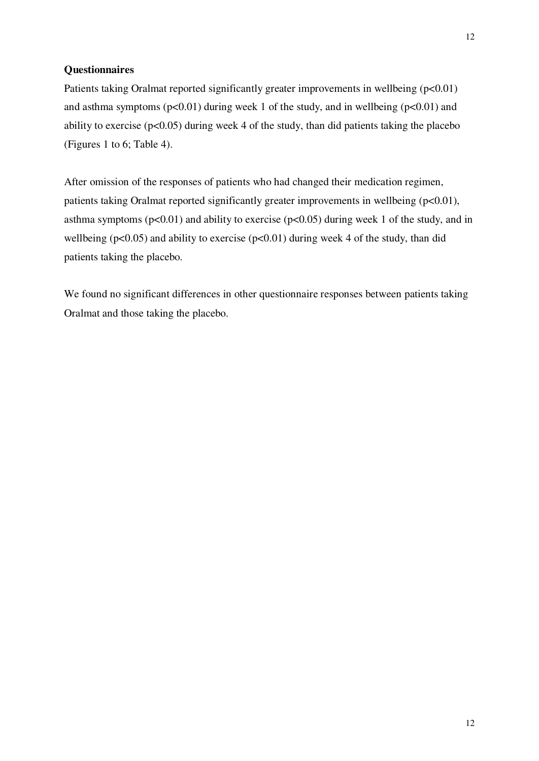**Questionnaires**

Patients taking Oralmat reported significantly greater improvements in wellbeing ($p<0.01$) and asthma symptoms ($p<0.01$) during week 1 of the study, and in wellbeing ($p<0.01$) and ability to exercise ($p<0.05$) during week 4 of the study, than did patients taking the placebo (Figures 1 to 6; Table 4).

After omission of the responses of patients who had changed their medication regimen, patients taking Oralmat reported significantly greater improvements in wellbeing ($p<0.01$), asthma symptoms ($p<0.01$) and ability to exercise ($p<0.05$) during week 1 of the study, and in wellbeing ($p<0.05$) and ability to exercise ($p<0.01$) during week 4 of the study, than did patients taking the placebo.

We found no significant differences in other questionnaire responses between patients taking Oralmat and those taking the placebo.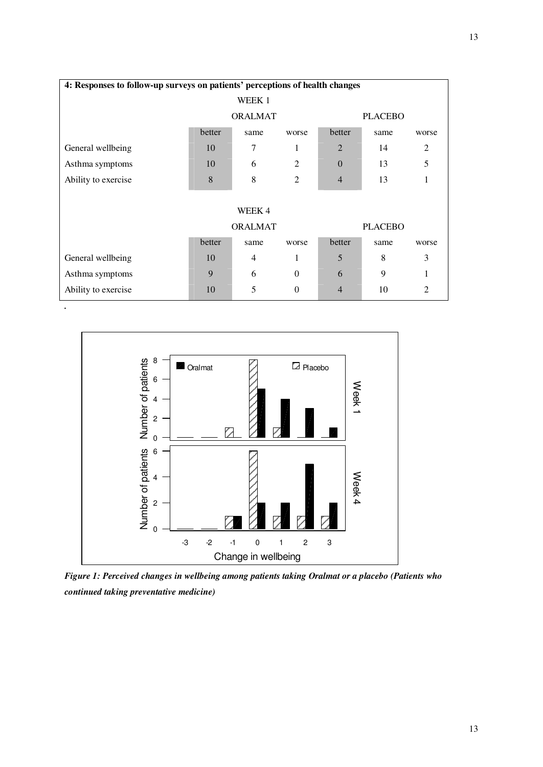**4: Responses to follow-up surveys on patients' perceptions of health changes**

| | WEEK 1 | | | | | |
|---|---|---|---|---|---|---|
| | ORALMAT | | | PLACEBO | | |
| | better | same | worse | better | same | worse |
| General wellbeing | 10 | 7 | 1 | 2 | 14 | 2 |
| Asthma symptoms | 10 | 6 | 2 | 0 | 13 | 5 |
| Ability to exercise | 8 | 8 | 2 | 4 | 13 | 1 |

| | WEEK 4 | | | | | |
|---|---|---|---|---|---|---|
| | ORALMAT | | | PLACEBO | | |
| | better | same | worse | better | same | worse |
| General wellbeing | 10 | 4 | 1 | 5 | 8 | 3 |
| Asthma symptoms | 9 | 6 | 0 | 6 | 9 | 1 |
| Ability to exercise | 10 | 5 | 0 | 4 | 10 | 2 |

.

***Figure 1: Perceived changes in wellbeing among patients taking Oralmat or a placebo (Patients who continued taking preventative medicine)***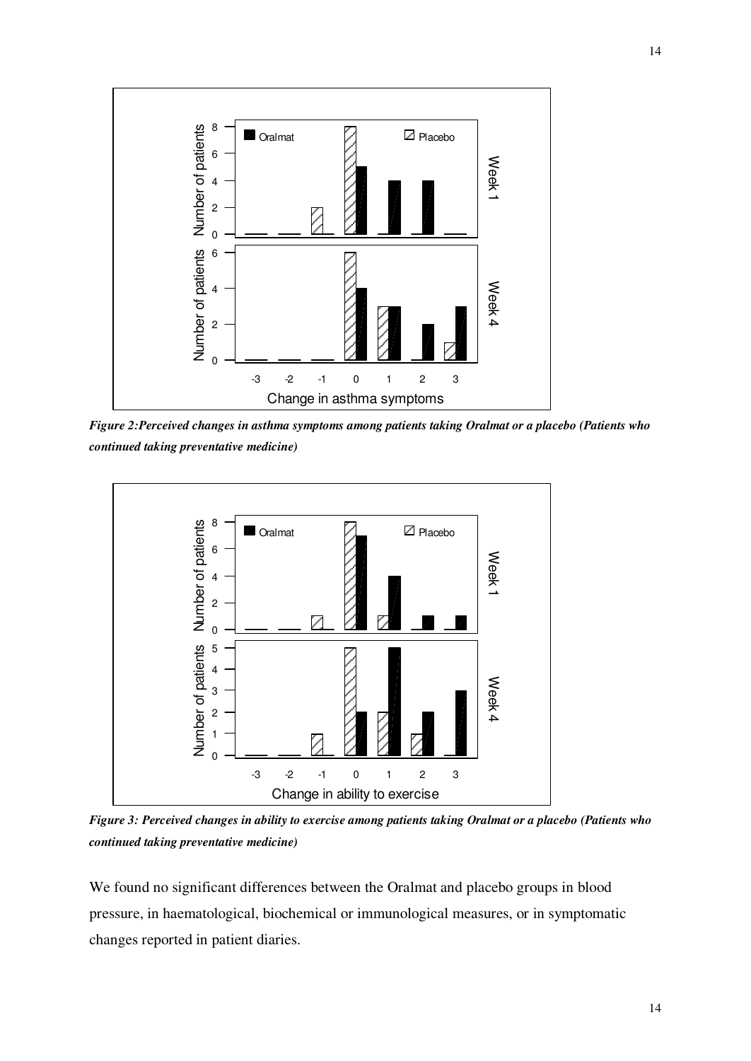*Figure 2:Perceived changes in asthma symptoms among patients taking Oralmat or a placebo (Patients who continued taking preventative medicine)*

*Figure 3: Perceived changes in ability to exercise among patients taking Oralmat or a placebo (Patients who continued taking preventative medicine)*

We found no significant differences between the Oralmat and placebo groups in blood pressure, in haematological, biochemical or immunological measures, or in symptomatic changes reported in patient diaries.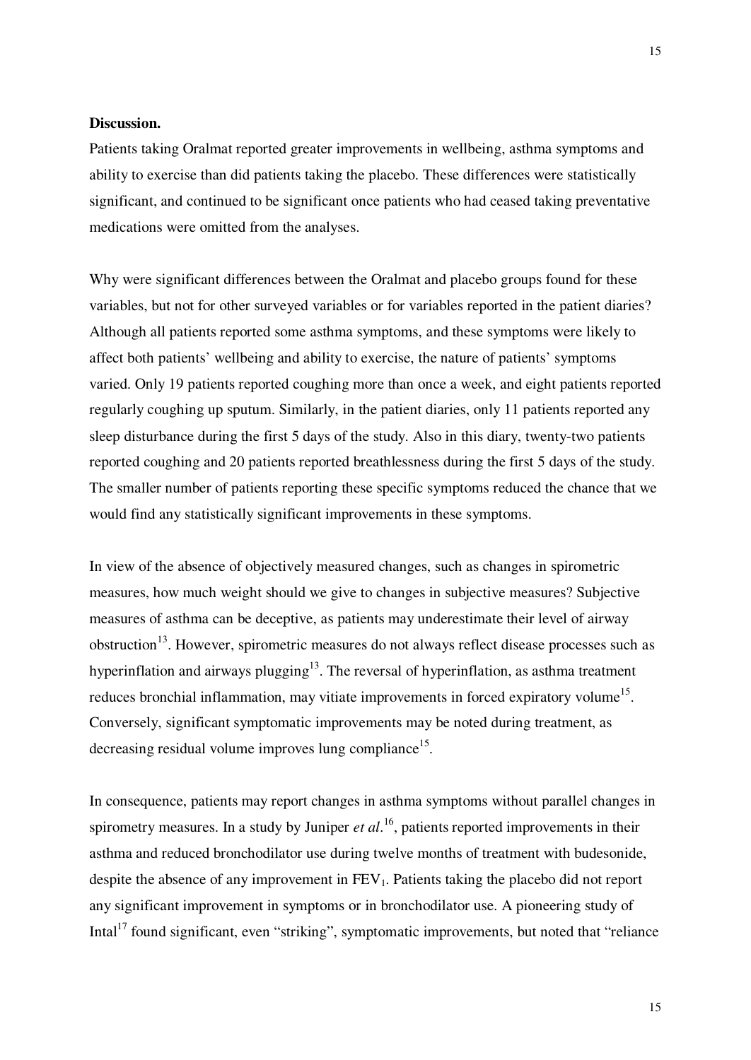**Discussion.**

Patients taking Oralmat reported greater improvements in wellbeing, asthma symptoms and ability to exercise than did patients taking the placebo. These differences were statistically significant, and continued to be significant once patients who had ceased taking preventative medications were omitted from the analyses.

Why were significant differences between the Oralmat and placebo groups found for these variables, but not for other surveyed variables or for variables reported in the patient diaries? Although all patients reported some asthma symptoms, and these symptoms were likely to affect both patients' wellbeing and ability to exercise, the nature of patients' symptoms varied. Only 19 patients reported coughing more than once a week, and eight patients reported regularly coughing up sputum. Similarly, in the patient diaries, only 11 patients reported any sleep disturbance during the first 5 days of the study. Also in this diary, twenty-two patients reported coughing and 20 patients reported breathlessness during the first 5 days of the study. The smaller number of patients reporting these specific symptoms reduced the chance that we would find any statistically significant improvements in these symptoms.

In view of the absence of objectively measured changes, such as changes in spirometric measures, how much weight should we give to changes in subjective measures? Subjective measures of asthma can be deceptive, as patients may underestimate their level of airway obstruction[13]. However, spirometric measures do not always reflect disease processes such as hyperinflation and airways plugging[13]. The reversal of hyperinflation, as asthma treatment reduces bronchial inflammation, may vitiate improvements in forced expiratory volume[15]. Conversely, significant symptomatic improvements may be noted during treatment, as decreasing residual volume improves lung compliance[15].

In consequence, patients may report changes in asthma symptoms without parallel changes in spirometry measures. In a study by Juniper *et al*.[16], patients reported improvements in their asthma and reduced bronchodilator use during twelve months of treatment with budesonide, despite the absence of any improvement in $FEV_1$. Patients taking the placebo did not report any significant improvement in symptoms or in bronchodilator use. A pioneering study of Intal[17] found significant, even "striking", symptomatic improvements, but noted that "reliance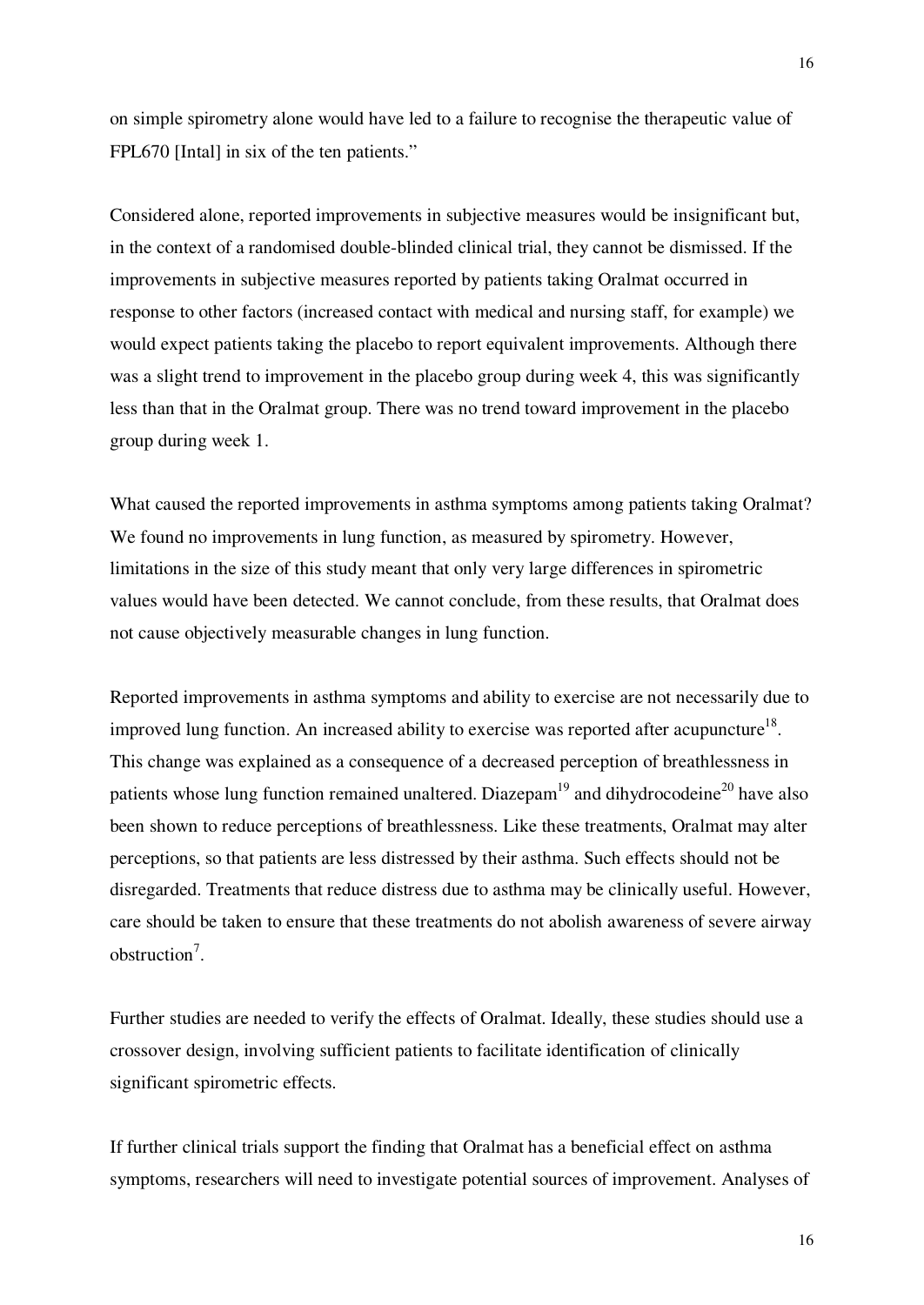on simple spirometry alone would have led to a failure to recognise the therapeutic value of FPL670 [Intal] in six of the ten patients."

Considered alone, reported improvements in subjective measures would be insignificant but, in the context of a randomised double-blinded clinical trial, they cannot be dismissed. If the improvements in subjective measures reported by patients taking Oralmat occurred in response to other factors (increased contact with medical and nursing staff, for example) we would expect patients taking the placebo to report equivalent improvements. Although there was a slight trend to improvement in the placebo group during week 4, this was significantly less than that in the Oralmat group. There was no trend toward improvement in the placebo group during week 1.

What caused the reported improvements in asthma symptoms among patients taking Oralmat? We found no improvements in lung function, as measured by spirometry. However, limitations in the size of this study meant that only very large differences in spirometric values would have been detected. We cannot conclude, from these results, that Oralmat does not cause objectively measurable changes in lung function.

Reported improvements in asthma symptoms and ability to exercise are not necessarily due to improved lung function. An increased ability to exercise was reported after acupuncture[18]. This change was explained as a consequence of a decreased perception of breathlessness in patients whose lung function remained unaltered. Diazepam[19] and dihydrocodeine[20] have also been shown to reduce perceptions of breathlessness. Like these treatments, Oralmat may alter perceptions, so that patients are less distressed by their asthma. Such effects should not be disregarded. Treatments that reduce distress due to asthma may be clinically useful. However, care should be taken to ensure that these treatments do not abolish awareness of severe airway obstruction[7].

Further studies are needed to verify the effects of Oralmat. Ideally, these studies should use a crossover design, involving sufficient patients to facilitate identification of clinically significant spirometric effects.

If further clinical trials support the finding that Oralmat has a beneficial effect on asthma symptoms, researchers will need to investigate potential sources of improvement. Analyses of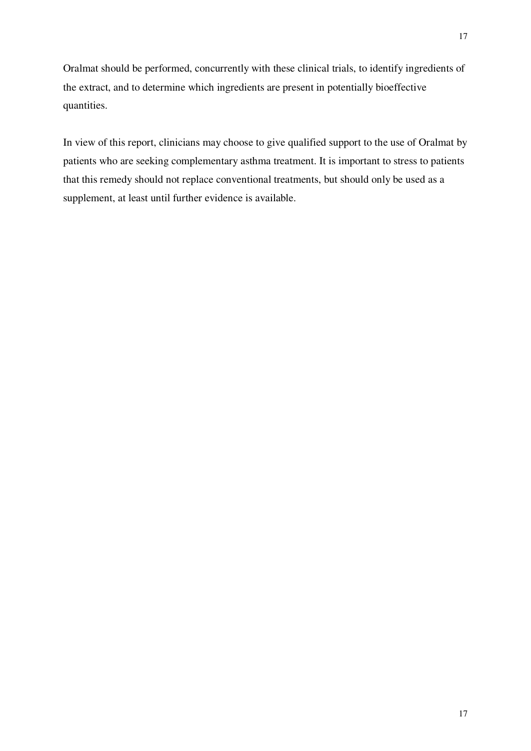Oralmat should be performed, concurrently with these clinical trials, to identify ingredients of the extract, and to determine which ingredients are present in potentially bioeffective quantities.

In view of this report, clinicians may choose to give qualified support to the use of Oralmat by patients who are seeking complementary asthma treatment. It is important to stress to patients that this remedy should not replace conventional treatments, but should only be used as a supplement, at least until further evidence is available.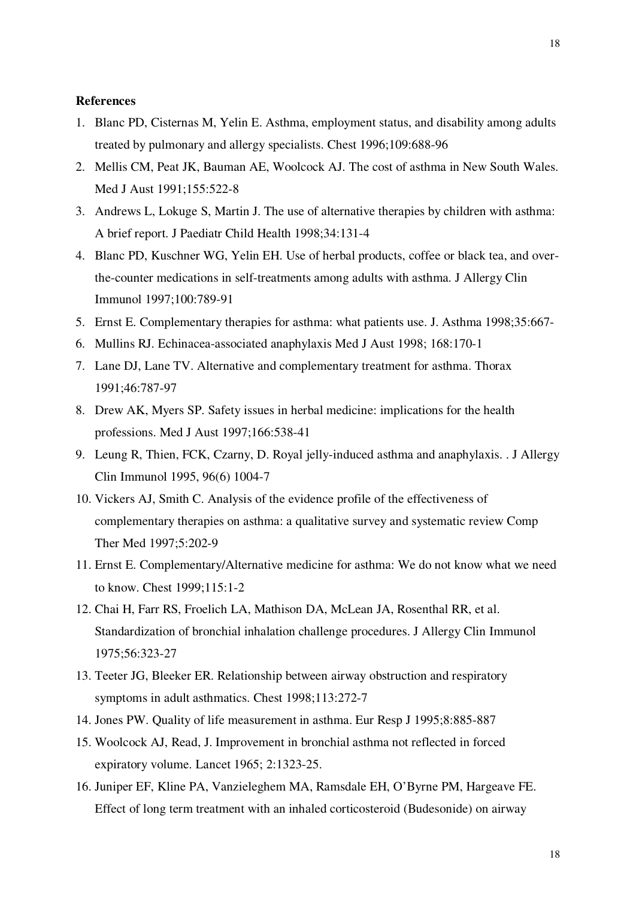**References**

1. Blanc PD, Cisternas M, Yelin E. Asthma, employment status, and disability among adults treated by pulmonary and allergy specialists. Chest 1996;109:688-96
2. Mellis CM, Peat JK, Bauman AE, Woolcock AJ. The cost of asthma in New South Wales. Med J Aust 1991;155:522-8
3. Andrews L, Lokuge S, Martin J. The use of alternative therapies by children with asthma: A brief report. J Paediatr Child Health 1998;34:131-4
4. Blanc PD, Kuschner WG, Yelin EH. Use of herbal products, coffee or black tea, and over-the-counter medications in self-treatments among adults with asthma. J Allergy Clin Immunol 1997;100:789-91
5. Ernst E. Complementary therapies for asthma: what patients use. J. Asthma 1998;35:667-
6. Mullins RJ. Echinacea-associated anaphylaxis Med J Aust 1998; 168:170-1
7. Lane DJ, Lane TV. Alternative and complementary treatment for asthma. Thorax 1991;46:787-97
8. Drew AK, Myers SP. Safety issues in herbal medicine: implications for the health professions. Med J Aust 1997;166:538-41
9. Leung R, Thien, FCK, Czarny, D. Royal jelly-induced asthma and anaphylaxis. . J Allergy Clin Immunol 1995, 96(6) 1004-7
10. Vickers AJ, Smith C. Analysis of the evidence profile of the effectiveness of complementary therapies on asthma: a qualitative survey and systematic review Comp Ther Med 1997;5:202-9
11. Ernst E. Complementary/Alternative medicine for asthma: We do not know what we need to know. Chest 1999;115:1-2
12. Chai H, Farr RS, Froelich LA, Mathison DA, McLean JA, Rosenthal RR, et al. Standardization of bronchial inhalation challenge procedures. J Allergy Clin Immunol 1975;56:323-27
13. Teeter JG, Bleeker ER. Relationship between airway obstruction and respiratory symptoms in adult asthmatics. Chest 1998;113:272-7
14. Jones PW. Quality of life measurement in asthma. Eur Resp J 1995;8:885-887
15. Woolcock AJ, Read, J. Improvement in bronchial asthma not reflected in forced expiratory volume. Lancet 1965; 2:1323-25.
16. Juniper EF, Kline PA, Vanzieleghem MA, Ramsdale EH, O'Byrne PM, Hargeave FE. Effect of long term treatment with an inhaled corticosteroid (Budesonide) on airway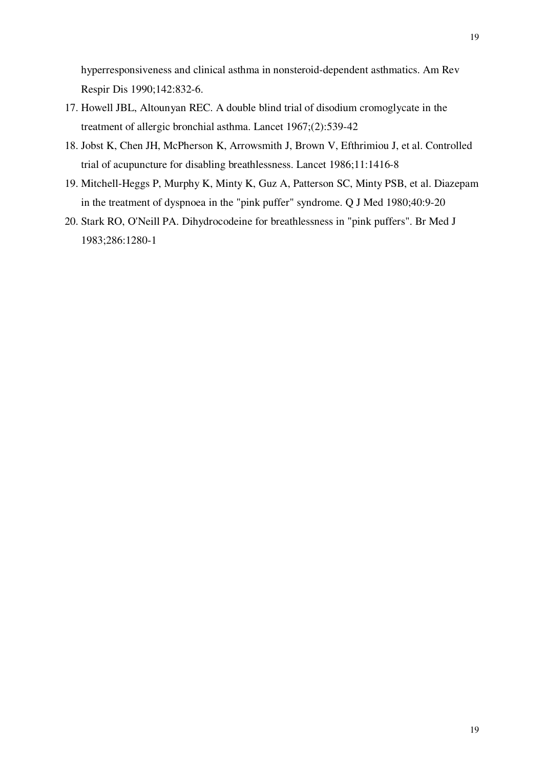hyperresponsiveness and clinical asthma in nonsteroid-dependent asthmatics. Am Rev Respir Dis 1990;142:832-6.

17. Howell JBL, Altounyan REC. A double blind trial of disodium cromoglycate in the treatment of allergic bronchial asthma. Lancet 1967;(2):539-42
18. Jobst K, Chen JH, McPherson K, Arrowsmith J, Brown V, Efthrimiou J, et al. Controlled trial of acupuncture for disabling breathlessness. Lancet 1986;11:1416-8
19. Mitchell-Heggs P, Murphy K, Minty K, Guz A, Patterson SC, Minty PSB, et al. Diazepam in the treatment of dyspnoea in the "pink puffer" syndrome. Q J Med 1980;40:9-20
20. Stark RO, O'Neill PA. Dihydrocodeine for breathlessness in "pink puffers". Br Med J 1983;286:1280-1